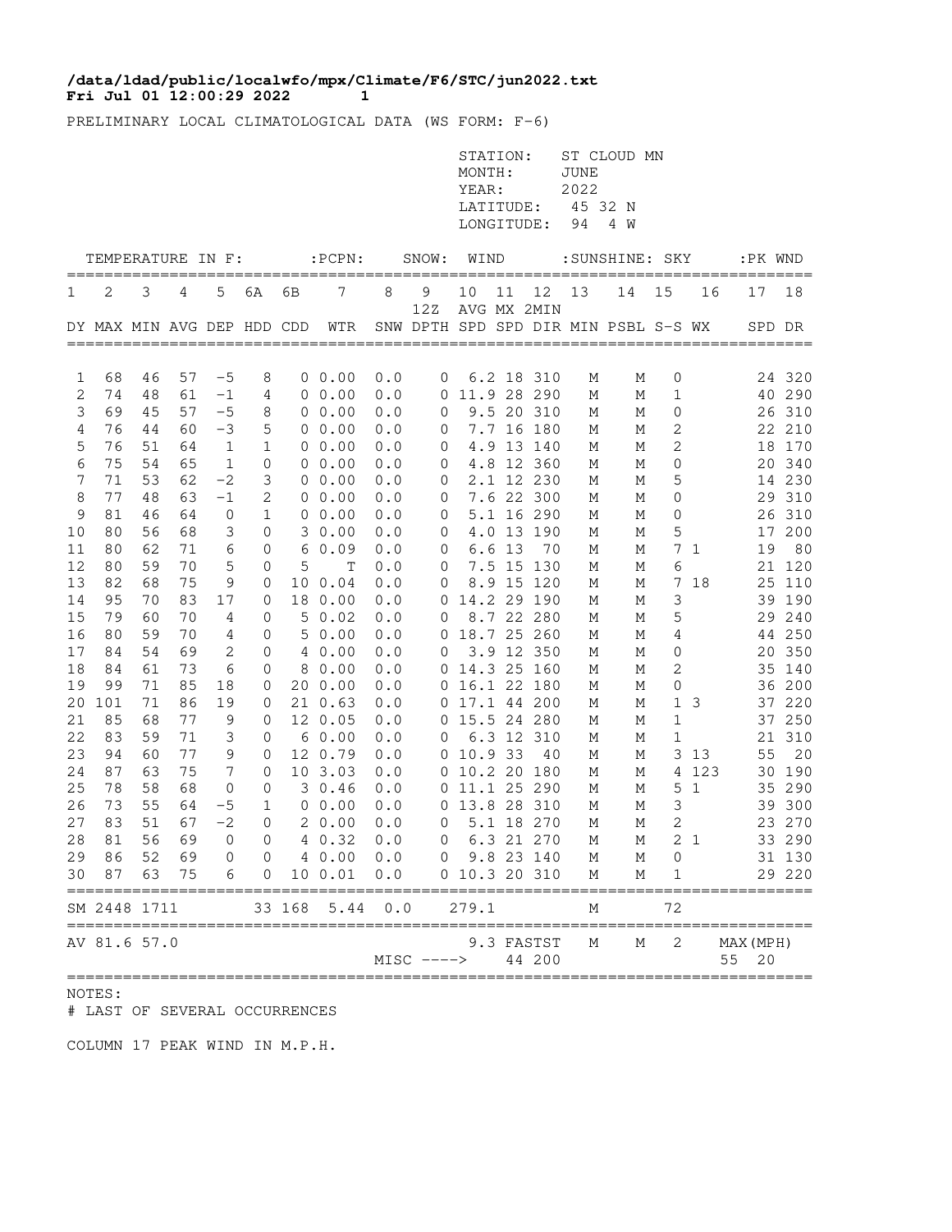**/data/ldad/public/localwfo/mpx/Climate/F6/STC/jun2022.txt**
**Fri Jul 01 12:00:29 2022**

PRELIMINARY LOCAL CLIMATOLOGICAL DATA (WS FORM: F-6)

STATION: ST CLOUD MN
MONTH: JUNE
YEAR: 2022
LATITUDE: 45 32 N
LONGITUDE: 94 4 W

| TEMPERATURE IN F: | | | | | | | :PCPN: | SNOW: | | WIND | | | :SUNSHINE: | | SKY | | :PK WND | |
|---|---|---|---|---|---|---|---|---|---|---|---|---|---|---|---|---|---|---|
| 1 | 2 | 3 | 4 | 5 | 6A | 6B | 7 | 8 | 9 12Z | 10 AVG | 11 MX | 12 2MIN | 13 | 14 | 15 | 16 | 17 | 18 |
| DY | MAX | MIN | AVG | DEP | HDD | CDD | WTR | SNW | DPTH | SPD | SPD | DIR | MIN | PSBL | S-S | WX | SPD | DR |
| 1 | 68 | 46 | 57 | -5 | 8 | 0 | 0.00 | 0.0 | 0 | 6.2 | 18 | 310 | M | M | 0 | | 24 | 320 |
| 2 | 74 | 48 | 61 | -1 | 4 | 0 | 0.00 | 0.0 | 0 | 11.9 | 28 | 290 | M | M | 1 | | 40 | 290 |
| 3 | 69 | 45 | 57 | -5 | 8 | 0 | 0.00 | 0.0 | 0 | 9.5 | 20 | 310 | M | M | 0 | | 26 | 310 |
| 4 | 76 | 44 | 60 | -3 | 5 | 0 | 0.00 | 0.0 | 0 | 7.7 | 16 | 180 | M | M | 2 | | 22 | 210 |
| 5 | 76 | 51 | 64 | 1 | 1 | 0 | 0.00 | 0.0 | 0 | 4.9 | 13 | 140 | M | M | 2 | | 18 | 170 |
| 6 | 75 | 54 | 65 | 1 | 0 | 0 | 0.00 | 0.0 | 0 | 4.8 | 12 | 360 | M | M | 0 | | 20 | 340 |
| 7 | 71 | 53 | 62 | -2 | 3 | 0 | 0.00 | 0.0 | 0 | 2.1 | 12 | 230 | M | M | 5 | | 14 | 230 |
| 8 | 77 | 48 | 63 | -1 | 2 | 0 | 0.00 | 0.0 | 0 | 7.6 | 22 | 300 | M | M | 0 | | 29 | 310 |
| 9 | 81 | 46 | 64 | 0 | 1 | 0 | 0.00 | 0.0 | 0 | 5.1 | 16 | 290 | M | M | 0 | | 26 | 310 |
| 10 | 80 | 56 | 68 | 3 | 0 | 3 | 0.00 | 0.0 | 0 | 4.0 | 13 | 190 | M | M | 5 | | 17 | 200 |
| 11 | 80 | 62 | 71 | 6 | 0 | 6 | 0.09 | 0.0 | 0 | 6.6 | 13 | 70 | M | M | 7 | 1 | 19 | 80 |
| 12 | 80 | 59 | 70 | 5 | 0 | 5 | T | 0.0 | 0 | 7.5 | 15 | 130 | M | M | 6 | | 21 | 120 |
| 13 | 82 | 68 | 75 | 9 | 0 | 10 | 0.04 | 0.0 | 0 | 8.9 | 15 | 120 | M | M | 7 | 18 | 25 | 110 |
| 14 | 95 | 70 | 83 | 17 | 0 | 18 | 0.00 | 0.0 | 0 | 14.2 | 29 | 190 | M | M | 3 | | 39 | 190 |
| 15 | 79 | 60 | 70 | 4 | 0 | 5 | 0.02 | 0.0 | 0 | 8.7 | 22 | 280 | M | M | 5 | | 29 | 240 |
| 16 | 80 | 59 | 70 | 4 | 0 | 5 | 0.00 | 0.0 | 0 | 18.7 | 25 | 260 | M | M | 4 | | 44 | 250 |
| 17 | 84 | 54 | 69 | 2 | 0 | 4 | 0.00 | 0.0 | 0 | 3.9 | 12 | 350 | M | M | 0 | | 20 | 350 |
| 18 | 84 | 61 | 73 | 6 | 0 | 8 | 0.00 | 0.0 | 0 | 14.3 | 25 | 160 | M | M | 2 | | 35 | 140 |
| 19 | 99 | 71 | 85 | 18 | 0 | 20 | 0.00 | 0.0 | 0 | 16.1 | 22 | 180 | M | M | 0 | | 36 | 200 |
| 20 | 101 | 71 | 86 | 19 | 0 | 21 | 0.63 | 0.0 | 0 | 17.1 | 44 | 200 | M | M | 1 | 3 | 37 | 220 |
| 21 | 85 | 68 | 77 | 9 | 0 | 12 | 0.05 | 0.0 | 0 | 15.5 | 24 | 280 | M | M | 1 | | 37 | 250 |
| 22 | 83 | 59 | 71 | 3 | 0 | 6 | 0.00 | 0.0 | 0 | 6.3 | 12 | 310 | M | M | 1 | | 21 | 310 |
| 23 | 94 | 60 | 77 | 9 | 0 | 12 | 0.79 | 0.0 | 0 | 10.9 | 33 | 40 | M | M | 3 | 13 | 55 | 20 |
| 24 | 87 | 63 | 75 | 7 | 0 | 10 | 3.03 | 0.0 | 0 | 10.2 | 20 | 180 | M | M | 4 | 123 | 30 | 190 |
| 25 | 78 | 58 | 68 | 0 | 0 | 3 | 0.46 | 0.0 | 0 | 11.1 | 25 | 290 | M | M | 5 | 1 | 35 | 290 |
| 26 | 73 | 55 | 64 | -5 | 1 | 0 | 0.00 | 0.0 | 0 | 13.8 | 28 | 310 | M | M | 3 | | 39 | 300 |
| 27 | 83 | 51 | 67 | -2 | 0 | 2 | 0.00 | 0.0 | 0 | 5.1 | 18 | 270 | M | M | 2 | | 23 | 270 |
| 28 | 81 | 56 | 69 | 0 | 0 | 4 | 0.32 | 0.0 | 0 | 6.3 | 21 | 270 | M | M | 2 | 1 | 33 | 290 |
| 29 | 86 | 52 | 69 | 0 | 0 | 4 | 0.00 | 0.0 | 0 | 9.8 | 23 | 140 | M | M | 0 | | 31 | 130 |
| 30 | 87 | 63 | 75 | 6 | 0 | 10 | 0.01 | 0.0 | 0 | 10.3 | 20 | 310 | M | M | 1 | | 29 | 220 |
| SM | 2448 | 1711 | | | 33 | 168 | 5.44 | 0.0 | | 279.1 | | | M | | 72 | | | |
| AV | 81.6 | 57.0 | | | | | | | | 9.3 | FASTST | | M | M | 2 | | MAX(MPH) | |
| | | | | | | | | MISC ----> | | | 44 | 200 | | | | | 55 | 20 |

NOTES:
# LAST OF SEVERAL OCCURRENCES

COLUMN 17 PEAK WIND IN M.P.H.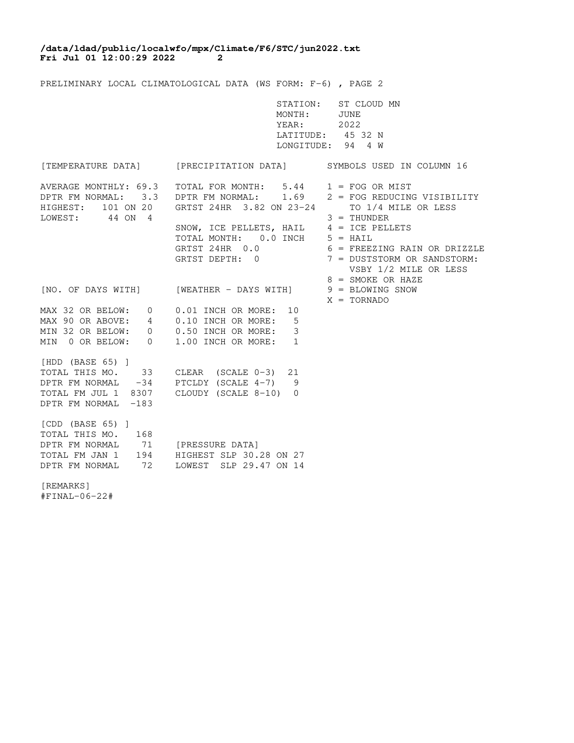/data/ldad/public/localwfo/mpx/Climate/F6/STC/jun2022.txt
**Fri Jul 01 12:00:29 2022**

PRELIMINARY LOCAL CLIMATOLOGICAL DATA (WS FORM: F-6) , PAGE 2

```
                                        STATION:   ST CLOUD MN
                                        MONTH:     JUNE
                                        YEAR:      2022
                                        LATITUDE:   45 32 N
                                        LONGITUDE:  94  4 W

[TEMPERATURE DATA]      [PRECIPITATION DATA]       SYMBOLS USED IN COLUMN 16

AVERAGE MONTHLY: 69.3   TOTAL FOR MONTH:   5.44    1 = FOG OR MIST
DPTR FM NORMAL:   3.3   DPTR FM NORMAL:    1.69    2 = FOG REDUCING VISIBILITY
HIGHEST:   101 ON 20    GRTST 24HR  3.82 ON 23-24      TO 1/4 MILE OR LESS
LOWEST:     44 ON  4                               3 = THUNDER
                        SNOW, ICE PELLETS, HAIL    4 = ICE PELLETS
                        TOTAL MONTH:   0.0 INCH    5 = HAIL
                        GRTST 24HR  0.0            6 = FREEZING RAIN OR DRIZZLE
                        GRTST DEPTH:  0            7 = DUSTSTORM OR SANDSTORM:
                                                       VSBY 1/2 MILE OR LESS
                                                   8 = SMOKE OR HAZE
[NO. OF DAYS WITH]      [WEATHER - DAYS WITH]      9 = BLOWING SNOW
                                                   X = TORNADO
MAX 32 OR BELOW:   0    0.01 INCH OR MORE:  10
MAX 90 OR ABOVE:   4    0.10 INCH OR MORE:   5
MIN 32 OR BELOW:   0    0.50 INCH OR MORE:   3
MIN  0 OR BELOW:   0    1.00 INCH OR MORE:   1

[HDD (BASE 65) ]
TOTAL THIS MO.    33    CLEAR  (SCALE 0-3)  21
DPTR FM NORMAL   -34    PTCLDY (SCALE 4-7)   9
TOTAL FM JUL 1  8307    CLOUDY (SCALE 8-10)  0
DPTR FM NORMAL  -183

[CDD (BASE 65) ]
TOTAL THIS MO.   168
DPTR FM NORMAL    71    [PRESSURE DATA]
TOTAL FM JAN 1   194    HIGHEST SLP 30.28 ON 27
DPTR FM NORMAL    72    LOWEST  SLP 29.47 ON 14

[REMARKS]
#FINAL-06-22#
```